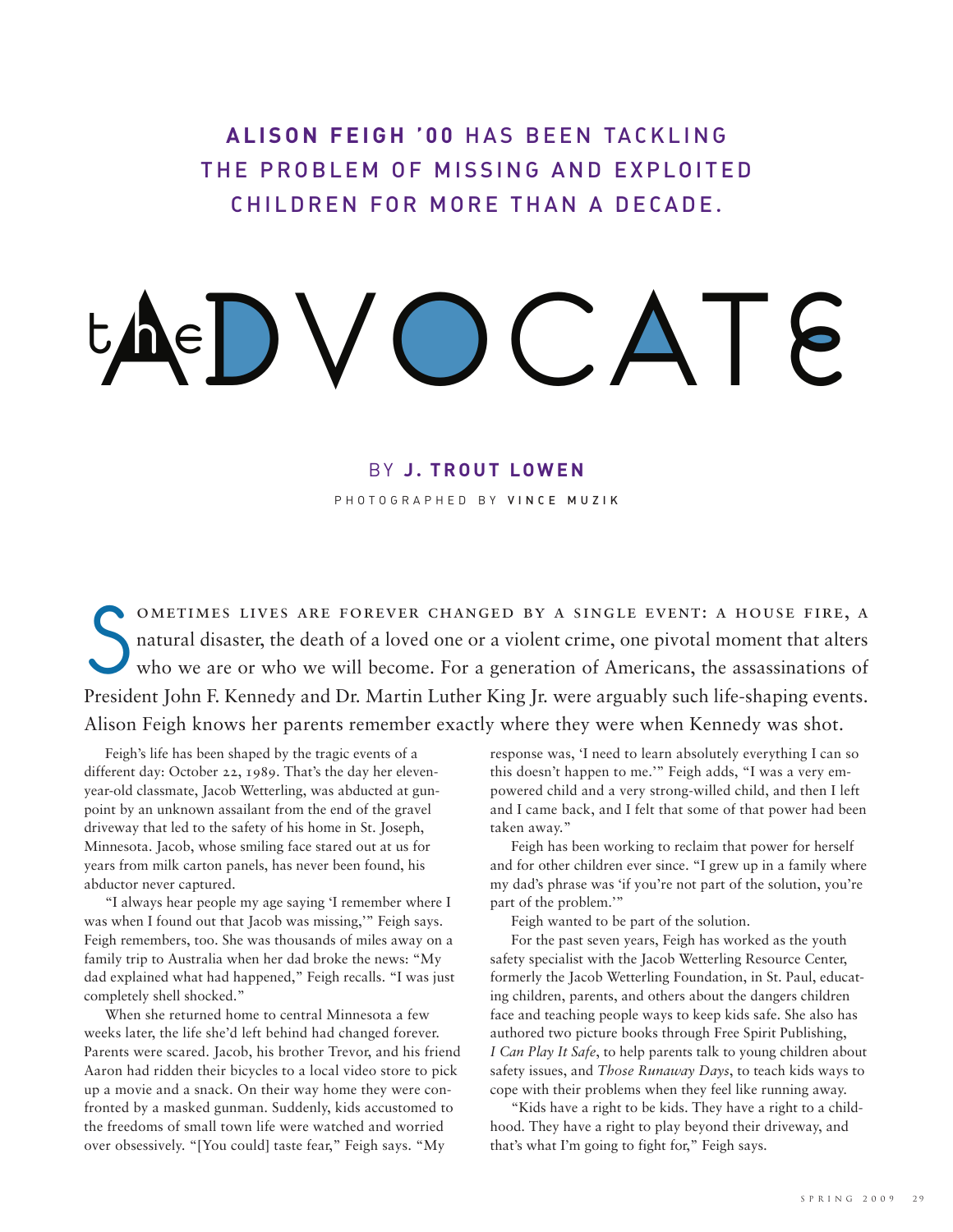**ALISON FEIGH '00** HAS BEEN TACKLING THE PROBLEM OF MISSING AND EXPLOITED CHILDREN FOR MORE THAN A DECADE.

# the ADVOCATE

BY **J. TROUT LOWEN**

PHOTOGRAPHED BY **VINCE MUZIK**

Sometimes lives are forever changed by a single event: a house fire, a natural disaster, the death of a loved one or a violent crime, one pivotal moment that alters who we are or who we will become. For a generation of Americans, the assassinations of President John F. Kennedy and Dr. Martin Luther King Jr. were arguably such life-shaping events. Alison Feigh knows her parents remember exactly where they were when Kennedy was shot.

Feigh's life has been shaped by the tragic events of a different day: October 22, 1989. That's the day her eleven-year-old classmate, Jacob Wetterling, was abducted at gunpoint by an unknown assailant from the end of the gravel driveway that led to the safety of his home in St. Joseph, Minnesota. Jacob, whose smiling face stared out at us for years from milk carton panels, has never been found, his abductor never captured.

"I always hear people my age saying 'I remember where I was when I found out that Jacob was missing,'" Feigh says. Feigh remembers, too. She was thousands of miles away on a family trip to Australia when her dad broke the news: "My dad explained what had happened," Feigh recalls. "I was just completely shell shocked."

When she returned home to central Minnesota a few weeks later, the life she'd left behind had changed forever. Parents were scared. Jacob, his brother Trevor, and his friend Aaron had ridden their bicycles to a local video store to pick up a movie and a snack. On their way home they were confronted by a masked gunman. Suddenly, kids accustomed to the freedoms of small town life were watched and worried over obsessively. "[You could] taste fear," Feigh says. "My response was, 'I need to learn absolutely everything I can so this doesn't happen to me.'" Feigh adds, "I was a very empowered child and a very strong-willed child, and then I left and I came back, and I felt that some of that power had been taken away."

Feigh has been working to reclaim that power for herself and for other children ever since. "I grew up in a family where my dad's phrase was 'if you're not part of the solution, you're part of the problem.'"

Feigh wanted to be part of the solution.

For the past seven years, Feigh has worked as the youth safety specialist with the Jacob Wetterling Resource Center, formerly the Jacob Wetterling Foundation, in St. Paul, educating children, parents, and others about the dangers children face and teaching people ways to keep kids safe. She also has authored two picture books through Free Spirit Publishing, *I Can Play It Safe*, to help parents talk to young children about safety issues, and *Those Runaway Days*, to teach kids ways to cope with their problems when they feel like running away.

"Kids have a right to be kids. They have a right to a childhood. They have a right to play beyond their driveway, and that's what I'm going to fight for," Feigh says.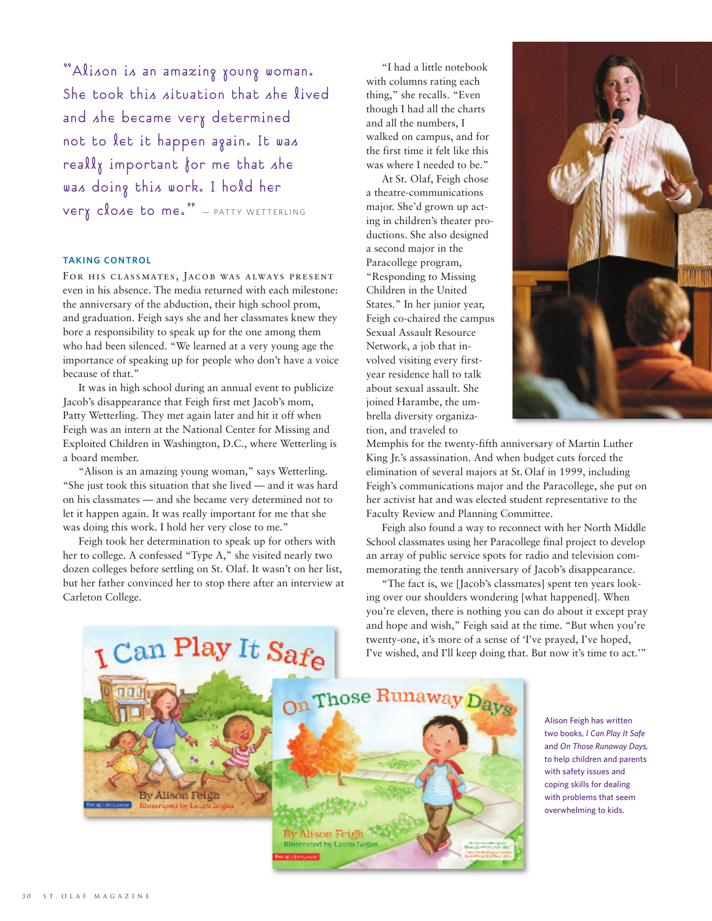"Alison is an amazing young woman. She took this situation that she lived and she became very determined not to let it happen again. It was really important for me that she was doing this work. I hold her very close to me." — PATTY WETTERLING

### TAKING CONTROL

For his classmates, Jacob was always present even in his absence. The media returned with each milestone: the anniversary of the abduction, their high school prom, and graduation. Feigh says she and her classmates knew they bore a responsibility to speak up for the one among them who had been silenced. "We learned at a very young age the importance of speaking up for people who don't have a voice because of that."

It was in high school during an annual event to publicize Jacob's disappearance that Feigh first met Jacob's mom, Patty Wetterling. They met again later and hit it off when Feigh was an intern at the National Center for Missing and Exploited Children in Washington, D.C., where Wetterling is a board member.

"Alison is an amazing young woman," says Wetterling. "She just took this situation that she lived — and it was hard on his classmates — and she became very determined not to let it happen again. It was really important for me that she was doing this work. I hold her very close to me."

Feigh took her determination to speak up for others with her to college. A confessed "Type A," she visited nearly two dozen colleges before settling on St. Olaf. It wasn't on her list, but her father convinced her to stop there after an interview at Carleton College.

"I had a little notebook with columns rating each thing," she recalls. "Even though I had all the charts and all the numbers, I walked on campus, and for the first time it felt like this was where I needed to be."

At St. Olaf, Feigh chose a theatre-communications major. She'd grown up acting in children's theater productions. She also designed a second major in the Paracollege program, "Responding to Missing Children in the United States." In her junior year, Feigh co-chaired the campus Sexual Assault Resource Network, a job that involved visiting every first-year residence hall to talk about sexual assault. She joined Harambe, the umbrella diversity organization, and traveled to Memphis for the twenty-fifth anniversary of Martin Luther King Jr.'s assassination. And when budget cuts forced the elimination of several majors at St. Olaf in 1999, including Feigh's communications major and the Paracollege, she put on her activist hat and was elected student representative to the Faculty Review and Planning Committee.

Feigh also found a way to reconnect with her North Middle School classmates using her Paracollege final project to develop an array of public service spots for radio and television commemorating the tenth anniversary of Jacob's disappearance.

"The fact is, we [Jacob's classmates] spent ten years looking over our shoulders wondering [what happened]. When you're eleven, there is nothing you can do about it except pray and hope and wish," Feigh said at the time. "But when you're twenty-one, it's more of a sense of 'I've prayed, I've hoped, I've wished, and I'll keep doing that. But now it's time to act.'"

Alison Feigh has written two books, *I Can Play It Safe* and *On Those Runaway Days,* to help children and parents with safety issues and coping skills for dealing with problems that seem overwhelming to kids.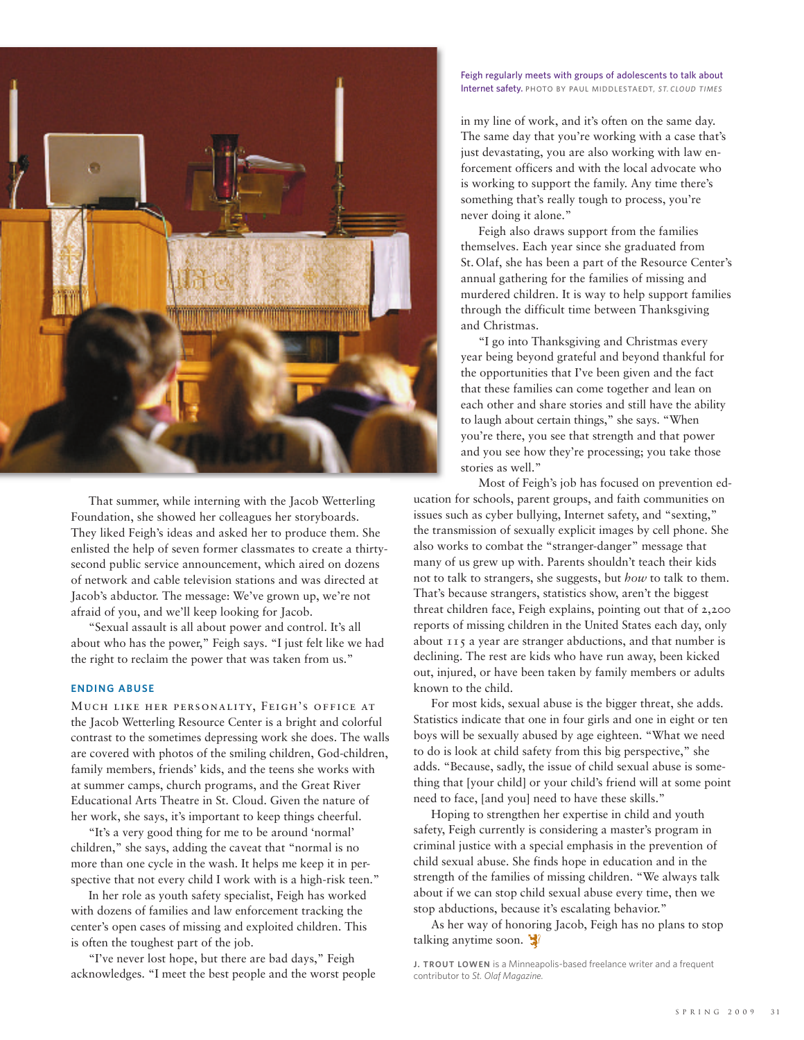Feigh regularly meets with groups of adolescents to talk about Internet safety. PHOTO BY PAUL MIDDLESTAEDT, *ST. CLOUD TIMES*

That summer, while interning with the Jacob Wetterling Foundation, she showed her colleagues her storyboards. They liked Feigh's ideas and asked her to produce them. She enlisted the help of seven former classmates to create a thirty-second public service announcement, which aired on dozens of network and cable television stations and was directed at Jacob's abductor. The message: We've grown up, we're not afraid of you, and we'll keep looking for Jacob.

"Sexual assault is all about power and control. It's all about who has the power," Feigh says. "I just felt like we had the right to reclaim the power that was taken from us."

### ENDING ABUSE

MUCH LIKE HER PERSONALITY, FEIGH'S OFFICE AT the Jacob Wetterling Resource Center is a bright and colorful contrast to the sometimes depressing work she does. The walls are covered with photos of the smiling children, God-children, family members, friends' kids, and the teens she works with at summer camps, church programs, and the Great River Educational Arts Theatre in St. Cloud. Given the nature of her work, she says, it's important to keep things cheerful.

"It's a very good thing for me to be around 'normal' children," she says, adding the caveat that "normal is no more than one cycle in the wash. It helps me keep it in perspective that not every child I work with is a high-risk teen."

In her role as youth safety specialist, Feigh has worked with dozens of families and law enforcement tracking the center's open cases of missing and exploited children. This is often the toughest part of the job.

"I've never lost hope, but there are bad days," Feigh acknowledges. "I meet the best people and the worst people in my line of work, and it's often on the same day. The same day that you're working with a case that's just devastating, you are also working with law enforcement officers and with the local advocate who is working to support the family. Any time there's something that's really tough to process, you're never doing it alone."

Feigh also draws support from the families themselves. Each year since she graduated from St. Olaf, she has been a part of the Resource Center's annual gathering for the families of missing and murdered children. It is way to help support families through the difficult time between Thanksgiving and Christmas.

"I go into Thanksgiving and Christmas every year being beyond grateful and beyond thankful for the opportunities that I've been given and the fact that these families can come together and lean on each other and share stories and still have the ability to laugh about certain things," she says. "When you're there, you see that strength and that power and you see how they're processing; you take those stories as well."

Most of Feigh's job has focused on prevention education for schools, parent groups, and faith communities on issues such as cyber bullying, Internet safety, and "sexting," the transmission of sexually explicit images by cell phone. She also works to combat the "stranger-danger" message that many of us grew up with. Parents shouldn't teach their kids not to talk to strangers, she suggests, but *how* to talk to them. That's because strangers, statistics show, aren't the biggest threat children face, Feigh explains, pointing out that of 2,200 reports of missing children in the United States each day, only about 115 a year are stranger abductions, and that number is declining. The rest are kids who have run away, been kicked out, injured, or have been taken by family members or adults known to the child.

For most kids, sexual abuse is the bigger threat, she adds. Statistics indicate that one in four girls and one in eight or ten boys will be sexually abused by age eighteen. "What we need to do is look at child safety from this big perspective," she adds. "Because, sadly, the issue of child sexual abuse is something that [your child] or your child's friend will at some point need to face, [and you] need to have these skills."

Hoping to strengthen her expertise in child and youth safety, Feigh currently is considering a master's program in criminal justice with a special emphasis in the prevention of child sexual abuse. She finds hope in education and in the strength of the families of missing children. "We always talk about if we can stop child sexual abuse every time, then we stop abductions, because it's escalating behavior."

As her way of honoring Jacob, Feigh has no plans to stop talking anytime soon.

**J. TROUT LOWEN** is a Minneapolis-based freelance writer and a frequent contributor to *St. Olaf Magazine.*